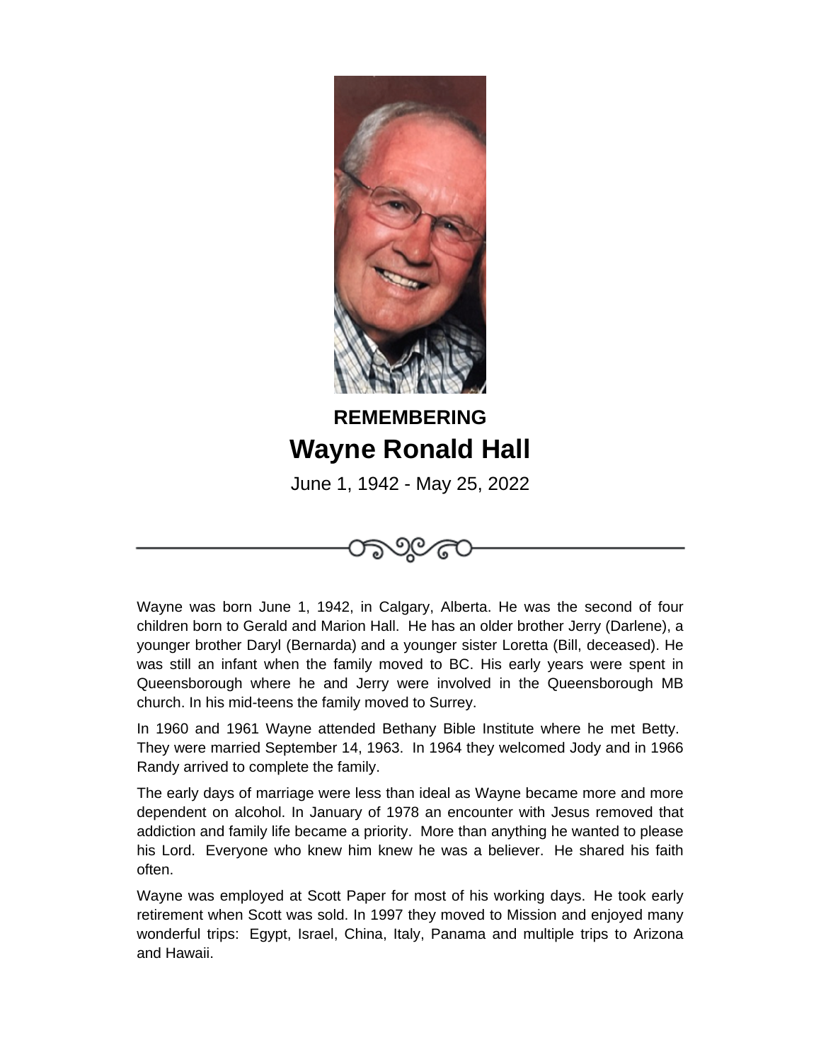**REMEMBERING**

# Wayne Ronald Hall

June 1, 1942 - May 25, 2022

Wayne was born June 1, 1942, in Calgary, Alberta. He was the second of four children born to Gerald and Marion Hall. He has an older brother Jerry (Darlene), a younger brother Daryl (Bernarda) and a younger sister Loretta (Bill, deceased). He was still an infant when the family moved to BC. His early years were spent in Queensborough where he and Jerry were involved in the Queensborough MB church. In his mid-teens the family moved to Surrey.

In 1960 and 1961 Wayne attended Bethany Bible Institute where he met Betty. They were married September 14, 1963. In 1964 they welcomed Jody and in 1966 Randy arrived to complete the family.

The early days of marriage were less than ideal as Wayne became more and more dependent on alcohol. In January of 1978 an encounter with Jesus removed that addiction and family life became a priority. More than anything he wanted to please his Lord. Everyone who knew him knew he was a believer. He shared his faith often.

Wayne was employed at Scott Paper for most of his working days. He took early retirement when Scott was sold. In 1997 they moved to Mission and enjoyed many wonderful trips: Egypt, Israel, China, Italy, Panama and multiple trips to Arizona and Hawaii.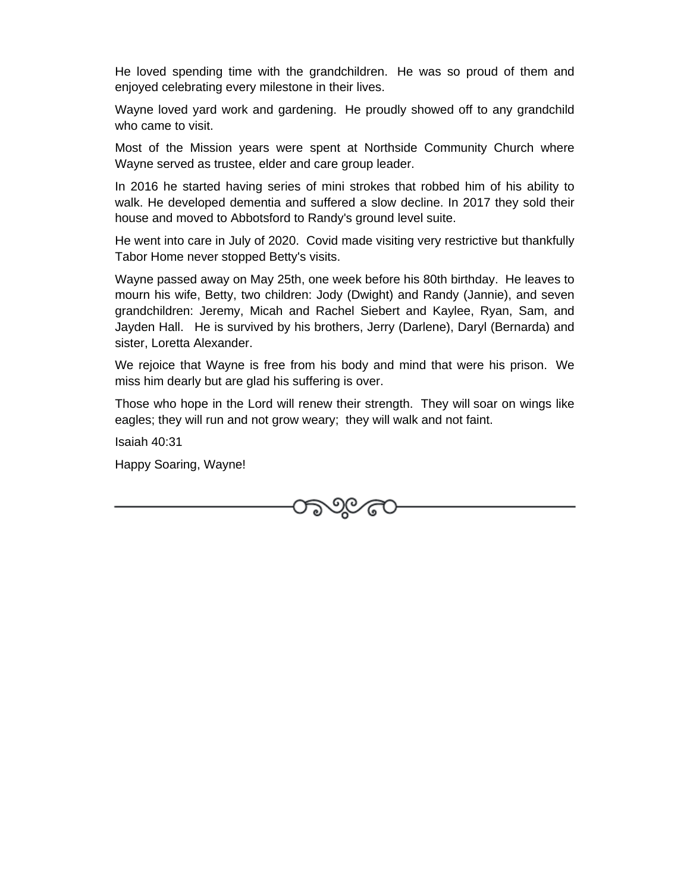He loved spending time with the grandchildren. He was so proud of them and enjoyed celebrating every milestone in their lives.

Wayne loved yard work and gardening. He proudly showed off to any grandchild who came to visit.

Most of the Mission years were spent at Northside Community Church where Wayne served as trustee, elder and care group leader.

In 2016 he started having series of mini strokes that robbed him of his ability to walk. He developed dementia and suffered a slow decline. In 2017 they sold their house and moved to Abbotsford to Randy's ground level suite.

He went into care in July of 2020. Covid made visiting very restrictive but thankfully Tabor Home never stopped Betty's visits.

Wayne passed away on May 25th, one week before his 80th birthday. He leaves to mourn his wife, Betty, two children: Jody (Dwight) and Randy (Jannie), and seven grandchildren: Jeremy, Micah and Rachel Siebert and Kaylee, Ryan, Sam, and Jayden Hall. He is survived by his brothers, Jerry (Darlene), Daryl (Bernarda) and sister, Loretta Alexander.

We rejoice that Wayne is free from his body and mind that were his prison. We miss him dearly but are glad his suffering is over.

Those who hope in the Lord will renew their strength. They will soar on wings like eagles; they will run and not grow weary; they will walk and not faint.

Isaiah 40:31

Happy Soaring, Wayne!